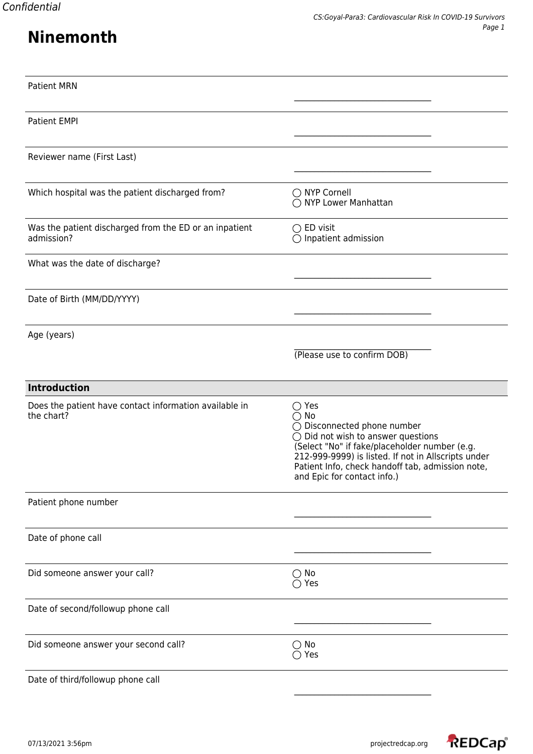# Ninemonth

| | |
|---|---|
| Patient MRN | ________________________ |
| Patient EMPI | ________________________ |
| Reviewer name (First Last) | ________________________ |
| Which hospital was the patient discharged from? | ◯ NYP Cornell<br>◯ NYP Lower Manhattan |
| Was the patient discharged from the ED or an inpatient admission? | ◯ ED visit<br>◯ Inpatient admission |
| What was the date of discharge? | ________________________ |
| Date of Birth (MM/DD/YYYY) | ________________________ |
| Age (years) | ________________________<br>(Please use to confirm DOB) |

## Introduction

| | |
|---|---|
| Does the patient have contact information available in the chart? | ◯ Yes<br>◯ No<br>◯ Disconnected phone number<br>◯ Did not wish to answer questions<br>(Select "No" if fake/placeholder number (e.g. 212-999-9999) is listed. If not in Allscripts under Patient Info, check handoff tab, admission note, and Epic for contact info.) |
| Patient phone number | ________________________ |
| Date of phone call | ________________________ |
| Did someone answer your call? | ◯ No<br>◯ Yes |
| Date of second/followup phone call | ________________________ |
| Did someone answer your second call? | ◯ No<br>◯ Yes |
| Date of third/followup phone call | ________________________ |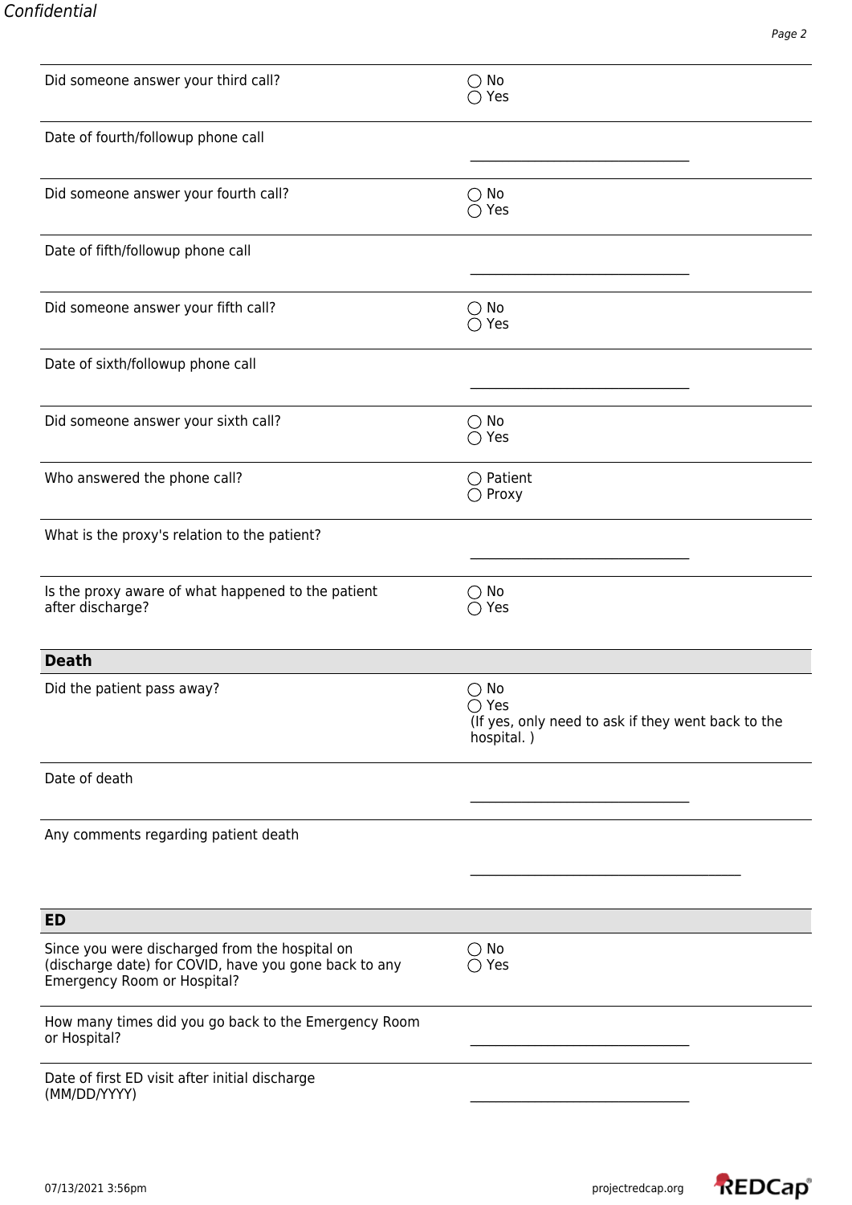| | |
|---|---|
| Did someone answer your third call? | ◯ No<br>◯ Yes |
| Date of fourth/followup phone call | \_\_\_\_\_\_\_\_\_\_\_\_\_\_\_\_\_\_\_\_\_\_\_\_\_\_\_\_\_\_ |
| Did someone answer your fourth call? | ◯ No<br>◯ Yes |
| Date of fifth/followup phone call | \_\_\_\_\_\_\_\_\_\_\_\_\_\_\_\_\_\_\_\_\_\_\_\_\_\_\_\_\_\_ |
| Did someone answer your fifth call? | ◯ No<br>◯ Yes |
| Date of sixth/followup phone call | \_\_\_\_\_\_\_\_\_\_\_\_\_\_\_\_\_\_\_\_\_\_\_\_\_\_\_\_\_\_ |
| Did someone answer your sixth call? | ◯ No<br>◯ Yes |
| Who answered the phone call? | ◯ Patient<br>◯ Proxy |
| What is the proxy's relation to the patient? | \_\_\_\_\_\_\_\_\_\_\_\_\_\_\_\_\_\_\_\_\_\_\_\_\_\_\_\_\_\_ |
| Is the proxy aware of what happened to the patient after discharge? | ◯ No<br>◯ Yes |

## Death

| | |
|---|---|
| Did the patient pass away? | ◯ No<br>◯ Yes<br>(If yes, only need to ask if they went back to the hospital. ) |
| Date of death | \_\_\_\_\_\_\_\_\_\_\_\_\_\_\_\_\_\_\_\_\_\_\_\_\_\_\_\_\_\_ |
| Any comments regarding patient death | \_\_\_\_\_\_\_\_\_\_\_\_\_\_\_\_\_\_\_\_\_\_\_\_\_\_\_\_\_\_\_\_\_\_\_\_\_\_\_\_ |

## ED

| | |
|---|---|
| Since you were discharged from the hospital on (discharge date) for COVID, have you gone back to any Emergency Room or Hospital? | ◯ No<br>◯ Yes |
| How many times did you go back to the Emergency Room or Hospital? | \_\_\_\_\_\_\_\_\_\_\_\_\_\_\_\_\_\_\_\_\_\_\_\_\_\_\_\_\_\_ |
| Date of first ED visit after initial discharge (MM/DD/YYYY) | \_\_\_\_\_\_\_\_\_\_\_\_\_\_\_\_\_\_\_\_\_\_\_\_\_\_\_\_\_\_ |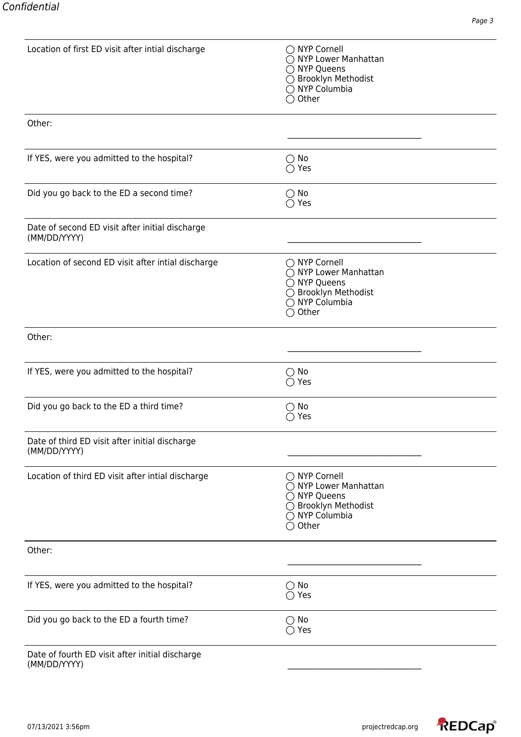| | |
|---|---|
| Location of first ED visit after intial discharge | ◯ NYP Cornell<br>◯ NYP Lower Manhattan<br>◯ NYP Queens<br>◯ Brooklyn Methodist<br>◯ NYP Columbia<br>◯ Other |
| Other: | __________________________ |
| If YES, were you admitted to the hospital? | ◯ No<br>◯ Yes |
| Did you go back to the ED a second time? | ◯ No<br>◯ Yes |
| Date of second ED visit after initial discharge (MM/DD/YYYY) | __________________________ |
| Location of second ED visit after intial discharge | ◯ NYP Cornell<br>◯ NYP Lower Manhattan<br>◯ NYP Queens<br>◯ Brooklyn Methodist<br>◯ NYP Columbia<br>◯ Other |
| Other: | __________________________ |
| If YES, were you admitted to the hospital? | ◯ No<br>◯ Yes |
| Did you go back to the ED a third time? | ◯ No<br>◯ Yes |
| Date of third ED visit after initial discharge (MM/DD/YYYY) | __________________________ |
| Location of third ED visit after intial discharge | ◯ NYP Cornell<br>◯ NYP Lower Manhattan<br>◯ NYP Queens<br>◯ Brooklyn Methodist<br>◯ NYP Columbia<br>◯ Other |
| Other: | __________________________ |
| If YES, were you admitted to the hospital? | ◯ No<br>◯ Yes |
| Did you go back to the ED a fourth time? | ◯ No<br>◯ Yes |
| Date of fourth ED visit after initial discharge (MM/DD/YYYY) | __________________________ |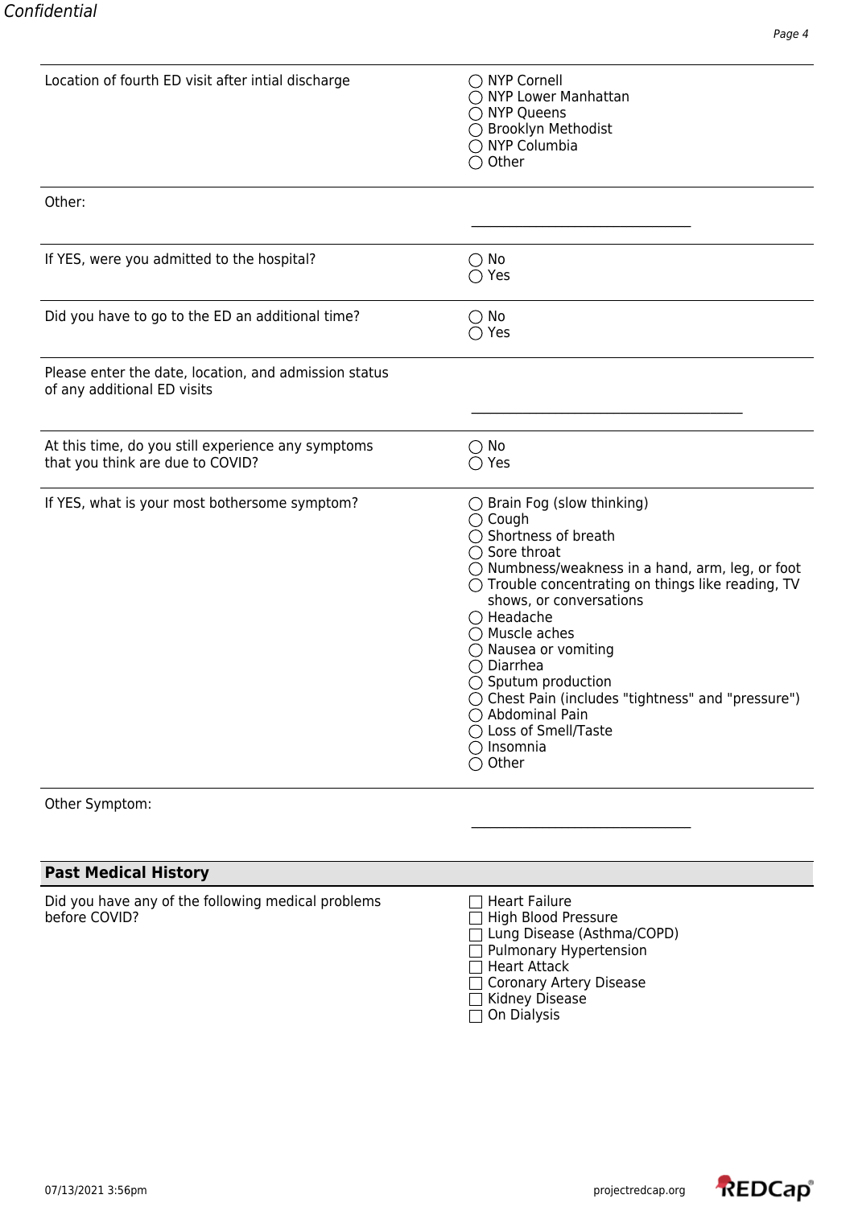| Question | Response |
|---|---|
| Location of fourth ED visit after intial discharge | ◯ NYP Cornell<br>◯ NYP Lower Manhattan<br>◯ NYP Queens<br>◯ Brooklyn Methodist<br>◯ NYP Columbia<br>◯ Other |
| Other: | ______________________________ |
| If YES, were you admitted to the hospital? | ◯ No<br>◯ Yes |
| Did you have to go to the ED an additional time? | ◯ No<br>◯ Yes |
| Please enter the date, location, and admission status of any additional ED visits | ______________________________________ |
| At this time, do you still experience any symptoms that you think are due to COVID? | ◯ No<br>◯ Yes |
| If YES, what is your most bothersome symptom? | ◯ Brain Fog (slow thinking)<br>◯ Cough<br>◯ Shortness of breath<br>◯ Sore throat<br>◯ Numbness/weakness in a hand, arm, leg, or foot<br>◯ Trouble concentrating on things like reading, TV shows, or conversations<br>◯ Headache<br>◯ Muscle aches<br>◯ Nausea or vomiting<br>◯ Diarrhea<br>◯ Sputum production<br>◯ Chest Pain (includes "tightness" and "pressure")<br>◯ Abdominal Pain<br>◯ Loss of Smell/Taste<br>◯ Insomnia<br>◯ Other |
| Other Symptom: | ______________________________ |

## Past Medical History

| Question | Response |
|---|---|
| Did you have any of the following medical problems before COVID? | ☐ Heart Failure<br>☐ High Blood Pressure<br>☐ Lung Disease (Asthma/COPD)<br>☐ Pulmonary Hypertension<br>☐ Heart Attack<br>☐ Coronary Artery Disease<br>☐ Kidney Disease<br>☐ On Dialysis |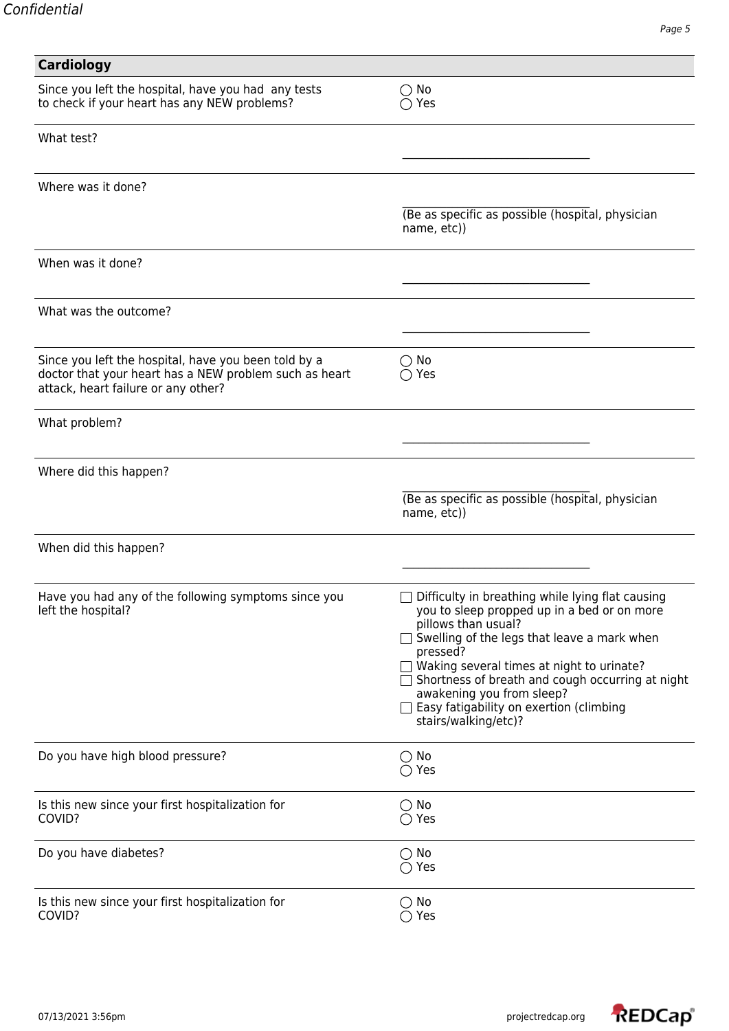## Cardiology

| | |
|---|---|
| Since you left the hospital, have you had any tests to check if your heart has any NEW problems? | ◯ No<br>◯ Yes |
| What test? | __________________________ |
| Where was it done? | __________________________<br>(Be as specific as possible (hospital, physician name, etc)) |
| When was it done? | __________________________ |
| What was the outcome? | __________________________ |
| Since you left the hospital, have you been told by a doctor that your heart has a NEW problem such as heart attack, heart failure or any other? | ◯ No<br>◯ Yes |
| What problem? | __________________________ |
| Where did this happen? | __________________________<br>(Be as specific as possible (hospital, physician name, etc)) |
| When did this happen? | __________________________ |
| Have you had any of the following symptoms since you left the hospital? | ☐ Difficulty in breathing while lying flat causing you to sleep propped up in a bed or on more pillows than usual?<br>☐ Swelling of the legs that leave a mark when pressed?<br>☐ Waking several times at night to urinate?<br>☐ Shortness of breath and cough occurring at night awakening you from sleep?<br>☐ Easy fatigability on exertion (climbing stairs/walking/etc)? |
| Do you have high blood pressure? | ◯ No<br>◯ Yes |
| Is this new since your first hospitalization for COVID? | ◯ No<br>◯ Yes |
| Do you have diabetes? | ◯ No<br>◯ Yes |
| Is this new since your first hospitalization for COVID? | ◯ No<br>◯ Yes |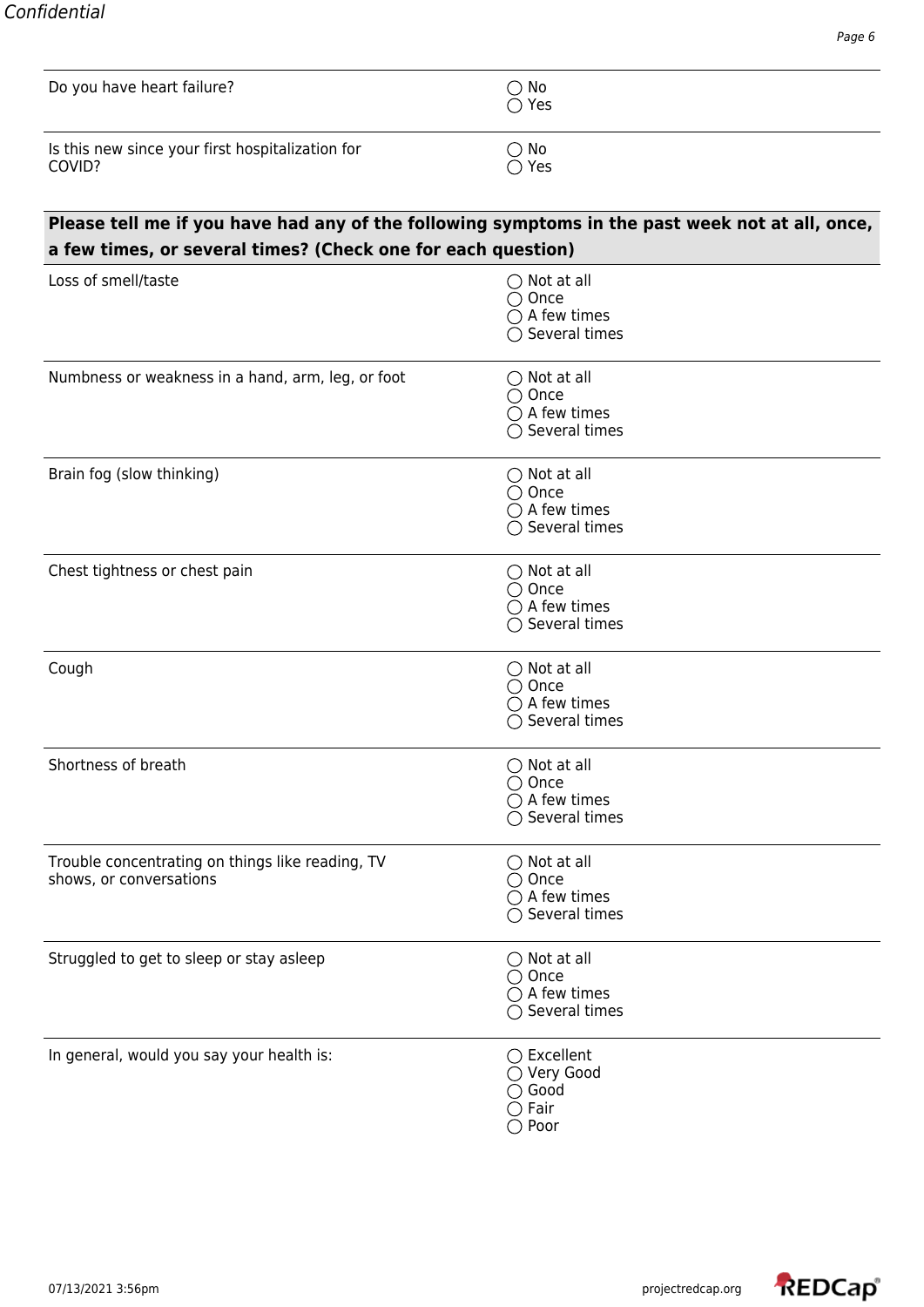| | |
|---|---|
| Do you have heart failure? | ◯ No<br>◯ Yes |
| Is this new since your first hospitalization for COVID? | ◯ No<br>◯ Yes |

**Please tell me if you have had any of the following symptoms in the past week not at all, once, a few times, or several times? (Check one for each question)**

| | |
|---|---|
| Loss of smell/taste | ◯ Not at all<br>◯ Once<br>◯ A few times<br>◯ Several times |
| Numbness or weakness in a hand, arm, leg, or foot | ◯ Not at all<br>◯ Once<br>◯ A few times<br>◯ Several times |
| Brain fog (slow thinking) | ◯ Not at all<br>◯ Once<br>◯ A few times<br>◯ Several times |
| Chest tightness or chest pain | ◯ Not at all<br>◯ Once<br>◯ A few times<br>◯ Several times |
| Cough | ◯ Not at all<br>◯ Once<br>◯ A few times<br>◯ Several times |
| Shortness of breath | ◯ Not at all<br>◯ Once<br>◯ A few times<br>◯ Several times |
| Trouble concentrating on things like reading, TV shows, or conversations | ◯ Not at all<br>◯ Once<br>◯ A few times<br>◯ Several times |
| Struggled to get to sleep or stay asleep | ◯ Not at all<br>◯ Once<br>◯ A few times<br>◯ Several times |
| In general, would you say your health is: | ◯ Excellent<br>◯ Very Good<br>◯ Good<br>◯ Fair<br>◯ Poor |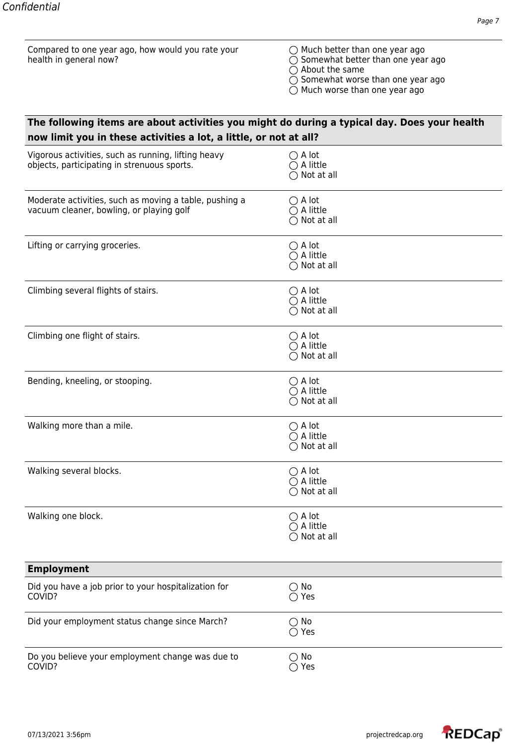| | |
|---|---|
| Compared to one year ago, how would you rate your health in general now? | ◯ Much better than one year ago<br>◯ Somewhat better than one year ago<br>◯ About the same<br>◯ Somewhat worse than one year ago<br>◯ Much worse than one year ago |

**The following items are about activities you might do during a typical day. Does your health now limit you in these activities a lot, a little, or not at all?**

| | |
|---|---|
| Vigorous activities, such as running, lifting heavy objects, participating in strenuous sports. | ◯ A lot<br>◯ A little<br>◯ Not at all |
| Moderate activities, such as moving a table, pushing a vacuum cleaner, bowling, or playing golf | ◯ A lot<br>◯ A little<br>◯ Not at all |
| Lifting or carrying groceries. | ◯ A lot<br>◯ A little<br>◯ Not at all |
| Climbing several flights of stairs. | ◯ A lot<br>◯ A little<br>◯ Not at all |
| Climbing one flight of stairs. | ◯ A lot<br>◯ A little<br>◯ Not at all |
| Bending, kneeling, or stooping. | ◯ A lot<br>◯ A little<br>◯ Not at all |
| Walking more than a mile. | ◯ A lot<br>◯ A little<br>◯ Not at all |
| Walking several blocks. | ◯ A lot<br>◯ A little<br>◯ Not at all |
| Walking one block. | ◯ A lot<br>◯ A little<br>◯ Not at all |

**Employment**

| | |
|---|---|
| Did you have a job prior to your hospitalization for COVID? | ◯ No<br>◯ Yes |
| Did your employment status change since March? | ◯ No<br>◯ Yes |
| Do you believe your employment change was due to COVID? | ◯ No<br>◯ Yes |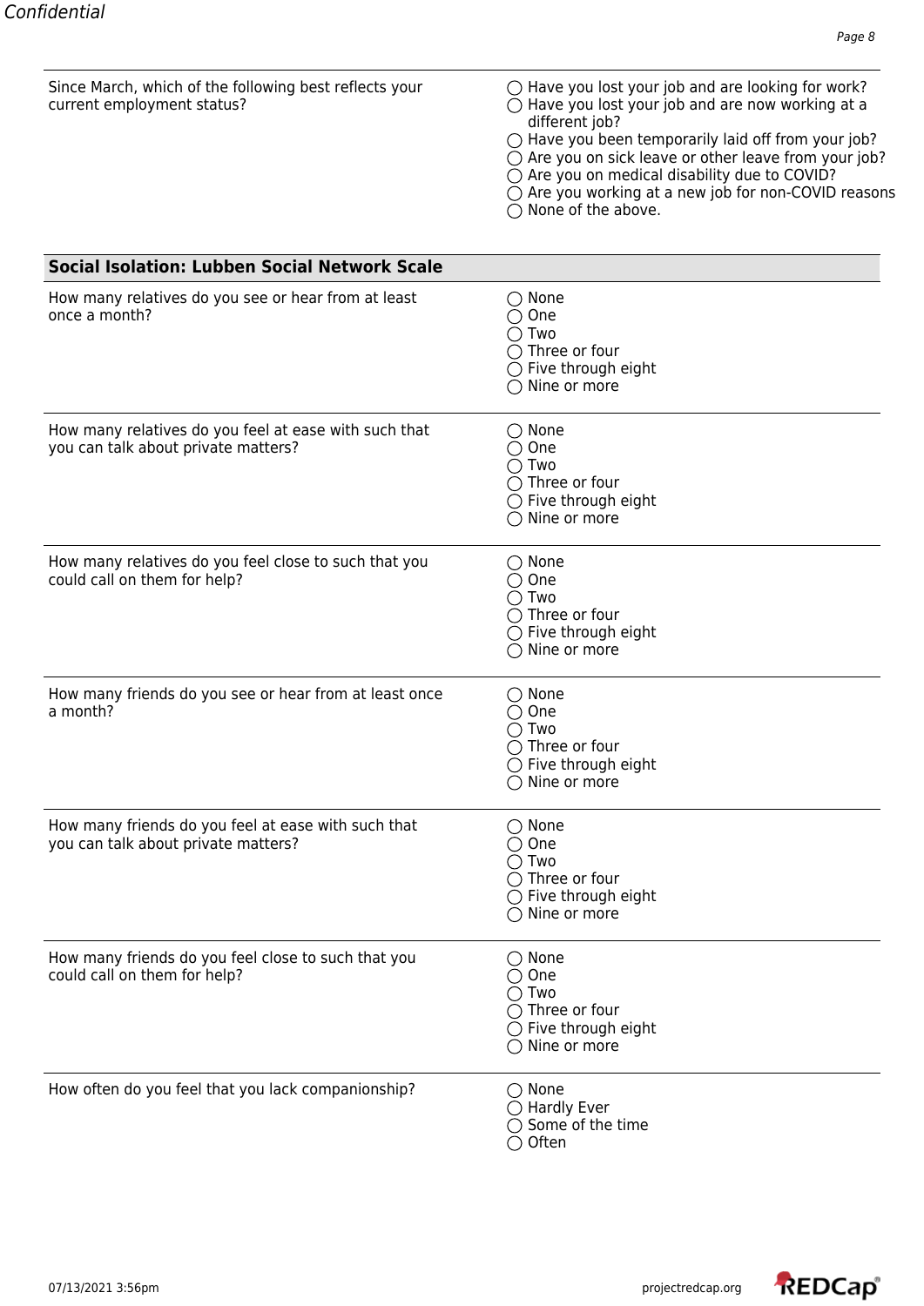| | |
|---|---|
| Since March, which of the following best reflects your current employment status? | ◯ Have you lost your job and are looking for work?<br>◯ Have you lost your job and are now working at a different job?<br>◯ Have you been temporarily laid off from your job?<br>◯ Are you on sick leave or other leave from your job?<br>◯ Are you on medical disability due to COVID?<br>◯ Are you working at a new job for non-COVID reasons<br>◯ None of the above. |

## Social Isolation: Lubben Social Network Scale

| | |
|---|---|
| How many relatives do you see or hear from at least once a month? | ◯ None<br>◯ One<br>◯ Two<br>◯ Three or four<br>◯ Five through eight<br>◯ Nine or more |
| How many relatives do you feel at ease with such that you can talk about private matters? | ◯ None<br>◯ One<br>◯ Two<br>◯ Three or four<br>◯ Five through eight<br>◯ Nine or more |
| How many relatives do you feel close to such that you could call on them for help? | ◯ None<br>◯ One<br>◯ Two<br>◯ Three or four<br>◯ Five through eight<br>◯ Nine or more |
| How many friends do you see or hear from at least once a month? | ◯ None<br>◯ One<br>◯ Two<br>◯ Three or four<br>◯ Five through eight<br>◯ Nine or more |
| How many friends do you feel at ease with such that you can talk about private matters? | ◯ None<br>◯ One<br>◯ Two<br>◯ Three or four<br>◯ Five through eight<br>◯ Nine or more |
| How many friends do you feel close to such that you could call on them for help? | ◯ None<br>◯ One<br>◯ Two<br>◯ Three or four<br>◯ Five through eight<br>◯ Nine or more |
| How often do you feel that you lack companionship? | ◯ None<br>◯ Hardly Ever<br>◯ Some of the time<br>◯ Often |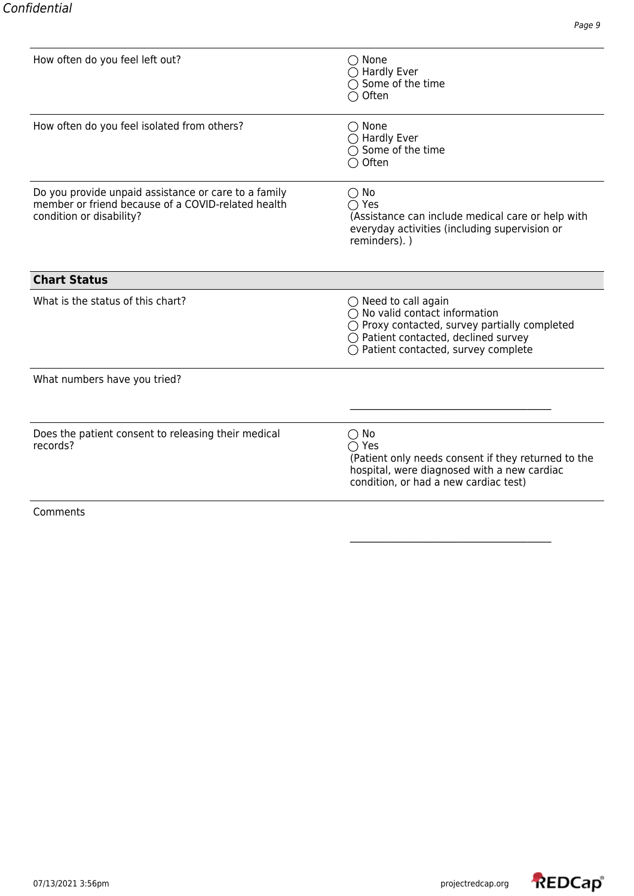How often do you feel left out?

○ None
○ Hardly Ever
○ Some of the time
○ Often

How often do you feel isolated from others?

○ None
○ Hardly Ever
○ Some of the time
○ Often

Do you provide unpaid assistance or care to a family member or friend because of a COVID-related health condition or disability?

○ No
○ Yes
(Assistance can include medical care or help with everyday activities (including supervision or reminders). )

## Chart Status

What is the status of this chart?

○ Need to call again
○ No valid contact information
○ Proxy contacted, survey partially completed
○ Patient contacted, declined survey
○ Patient contacted, survey complete

What numbers have you tried?

\_\_\_\_\_\_\_\_\_\_\_\_\_\_\_\_\_\_\_\_\_\_\_\_\_\_\_\_\_\_\_\_\_\_\_\_\_\_

Does the patient consent to releasing their medical records?

○ No
○ Yes
(Patient only needs consent if they returned to the hospital, were diagnosed with a new cardiac condition, or had a new cardiac test)

Comments

\_\_\_\_\_\_\_\_\_\_\_\_\_\_\_\_\_\_\_\_\_\_\_\_\_\_\_\_\_\_\_\_\_\_\_\_\_\_